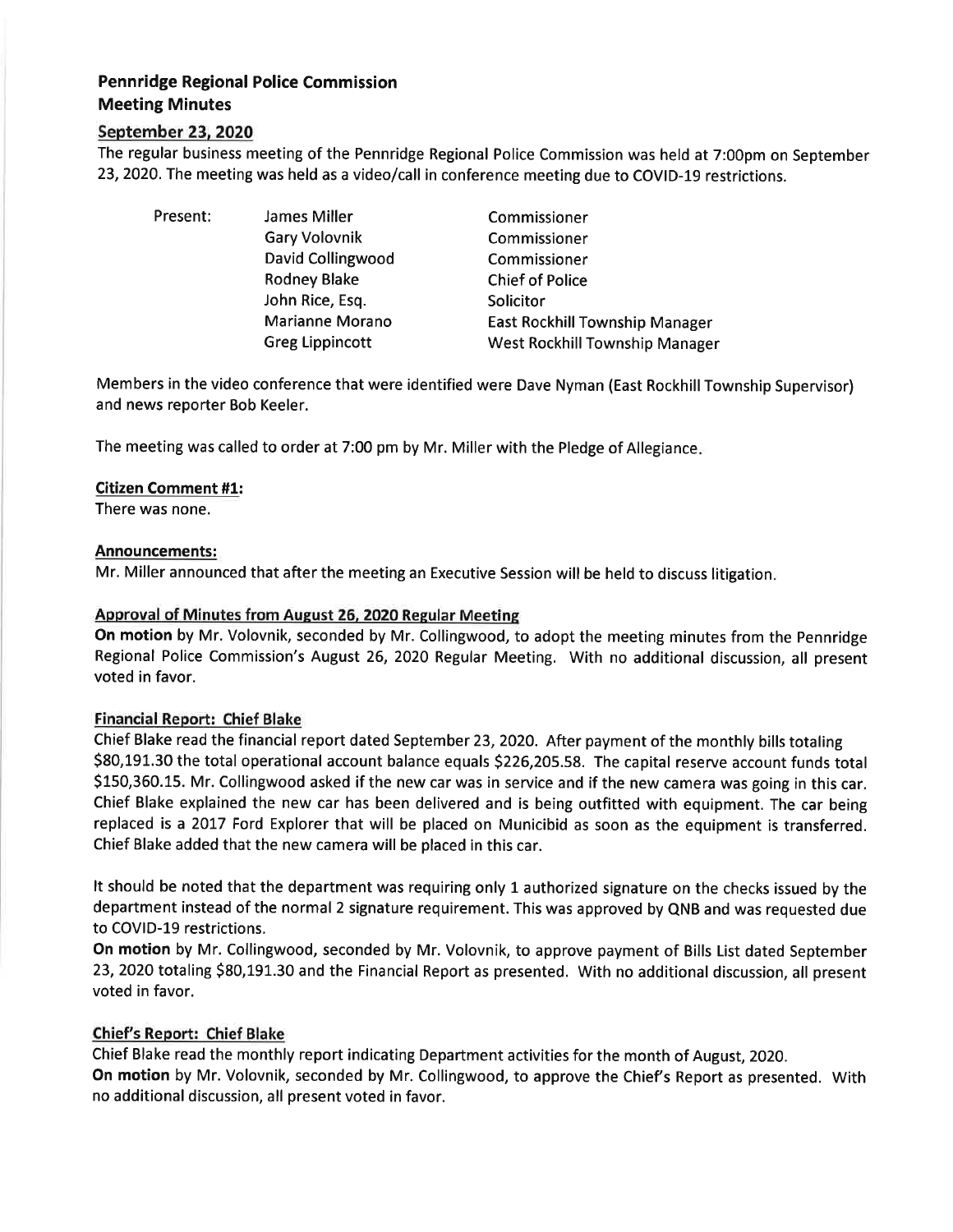# Pennridge Regional Police Commission
# Meeting Minutes

## September 23, 2020

The regular business meeting of the Pennridge Regional Police Commission was held at 7:00pm on September 23, 2020. The meeting was held as a video/call in conference meeting due to COVID-19 restrictions.

| Present: | | |
|---|---|---|
| | James Miller | Commissioner |
| | Gary Volovnik | Commissioner |
| | David Collingwood | Commissioner |
| | Rodney Blake | Chief of Police |
| | John Rice, Esq. | Solicitor |
| | Marianne Morano | East Rockhill Township Manager |
| | Greg Lippincott | West Rockhill Township Manager |

Members in the video conference that were identified were Dave Nyman (East Rockhill Township Supervisor) and news reporter Bob Keeler.

The meeting was called to order at 7:00 pm by Mr. Miller with the Pledge of Allegiance.

### Citizen Comment #1:

There was none.

### Announcements:

Mr. Miller announced that after the meeting an Executive Session will be held to discuss litigation.

### Approval of Minutes from August 26, 2020 Regular Meeting

**On motion** by Mr. Volovnik, seconded by Mr. Collingwood, to adopt the meeting minutes from the Pennridge Regional Police Commission's August 26, 2020 Regular Meeting. With no additional discussion, all present voted in favor.

### Financial Report: Chief Blake

Chief Blake read the financial report dated September 23, 2020. After payment of the monthly bills totaling $80,191.30 the total operational account balance equals $226,205.58. The capital reserve account funds total $150,360.15. Mr. Collingwood asked if the new car was in service and if the new camera was going in this car. Chief Blake explained the new car has been delivered and is being outfitted with equipment. The car being replaced is a 2017 Ford Explorer that will be placed on Municibid as soon as the equipment is transferred. Chief Blake added that the new camera will be placed in this car.

It should be noted that the department was requiring only 1 authorized signature on the checks issued by the department instead of the normal 2 signature requirement. This was approved by QNB and was requested due to COVID-19 restrictions.

**On motion** by Mr. Collingwood, seconded by Mr. Volovnik, to approve payment of Bills List dated September 23, 2020 totaling $80,191.30 and the Financial Report as presented. With no additional discussion, all present voted in favor.

### Chief's Report: Chief Blake

Chief Blake read the monthly report indicating Department activities for the month of August, 2020.

**On motion** by Mr. Volovnik, seconded by Mr. Collingwood, to approve the Chief's Report as presented. With no additional discussion, all present voted in favor.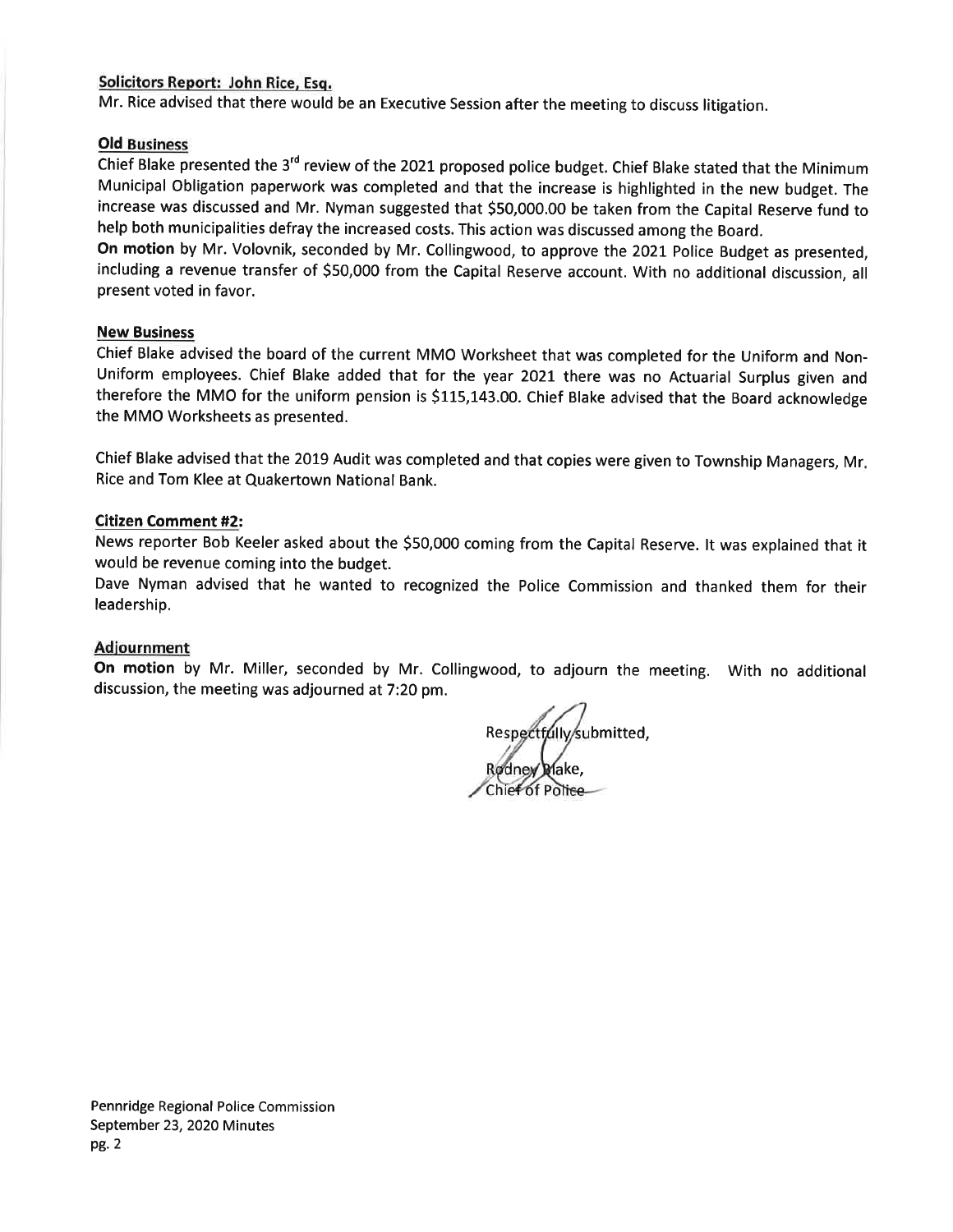**Solicitors Report: John Rice, Esq.**

Mr. Rice advised that there would be an Executive Session after the meeting to discuss litigation.

**Old Business**

Chief Blake presented the 3rd review of the 2021 proposed police budget. Chief Blake stated that the Minimum Municipal Obligation paperwork was completed and that the increase is highlighted in the new budget. The increase was discussed and Mr. Nyman suggested that $50,000.00 be taken from the Capital Reserve fund to help both municipalities defray the increased costs. This action was discussed among the Board.

**On motion** by Mr. Volovnik, seconded by Mr. Collingwood, to approve the 2021 Police Budget as presented, including a revenue transfer of $50,000 from the Capital Reserve account. With no additional discussion, all present voted in favor.

**New Business**

Chief Blake advised the board of the current MMO Worksheet that was completed for the Uniform and Non-Uniform employees. Chief Blake added that for the year 2021 there was no Actuarial Surplus given and therefore the MMO for the uniform pension is $115,143.00. Chief Blake advised that the Board acknowledge the MMO Worksheets as presented.

Chief Blake advised that the 2019 Audit was completed and that copies were given to Township Managers, Mr. Rice and Tom Klee at Quakertown National Bank.

**Citizen Comment #2:**

News reporter Bob Keeler asked about the $50,000 coming from the Capital Reserve. It was explained that it would be revenue coming into the budget.

Dave Nyman advised that he wanted to recognized the Police Commission and thanked them for their leadership.

**Adjournment**

**On motion** by Mr. Miller, seconded by Mr. Collingwood, to adjourn the meeting. With no additional discussion, the meeting was adjourned at 7:20 pm.

Respectfully submitted,

Rodney Blake,
Chief of Police

Pennridge Regional Police Commission
September 23, 2020 Minutes
pg. 2